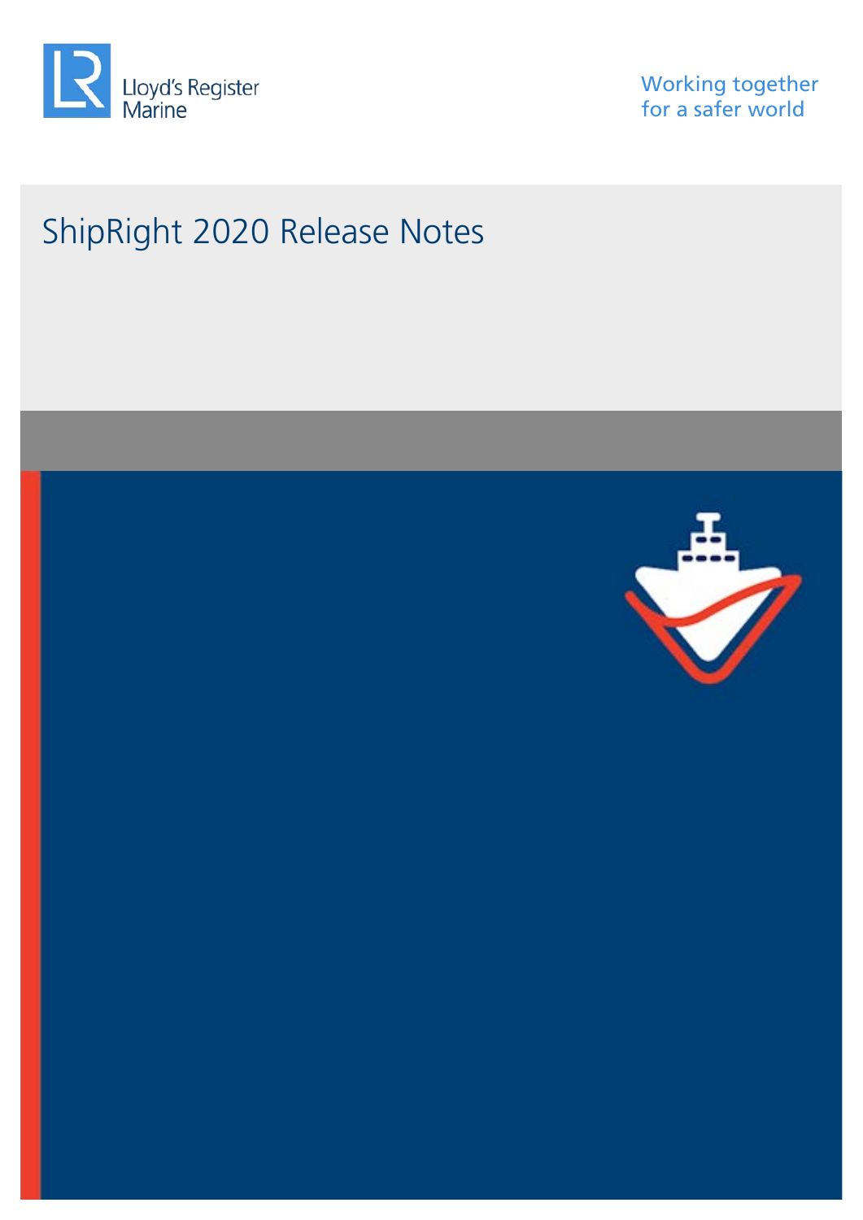Lloyd's Register Marine

Working together for a safer world

# ShipRight 2020 Release Notes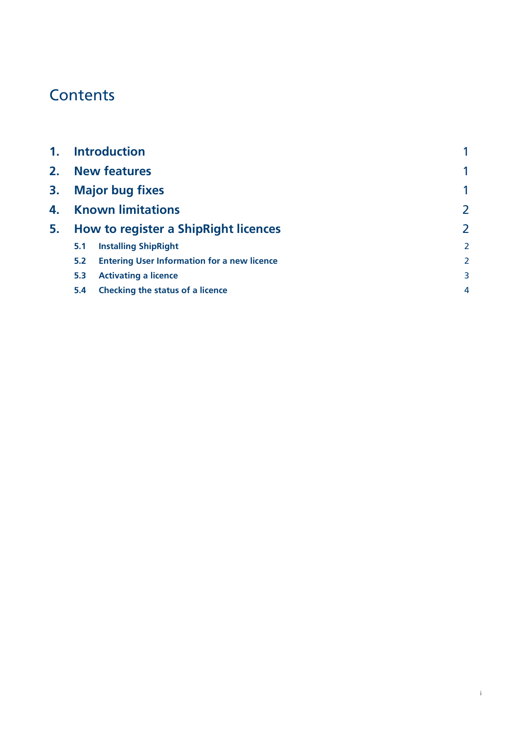# Contents

| | | |
|---|---|---|
| **1.** | **Introduction** | 1 |
| **2.** | **New features** | 1 |
| **3.** | **Major bug fixes** | 1 |
| **4.** | **Known limitations** | 2 |
| **5.** | **How to register a ShipRight licences** | 2 |
| **5.1** | **Installing ShipRight** | 2 |
| **5.2** | **Entering User Information for a new licence** | 2 |
| **5.3** | **Activating a licence** | 3 |
| **5.4** | **Checking the status of a licence** | 4 |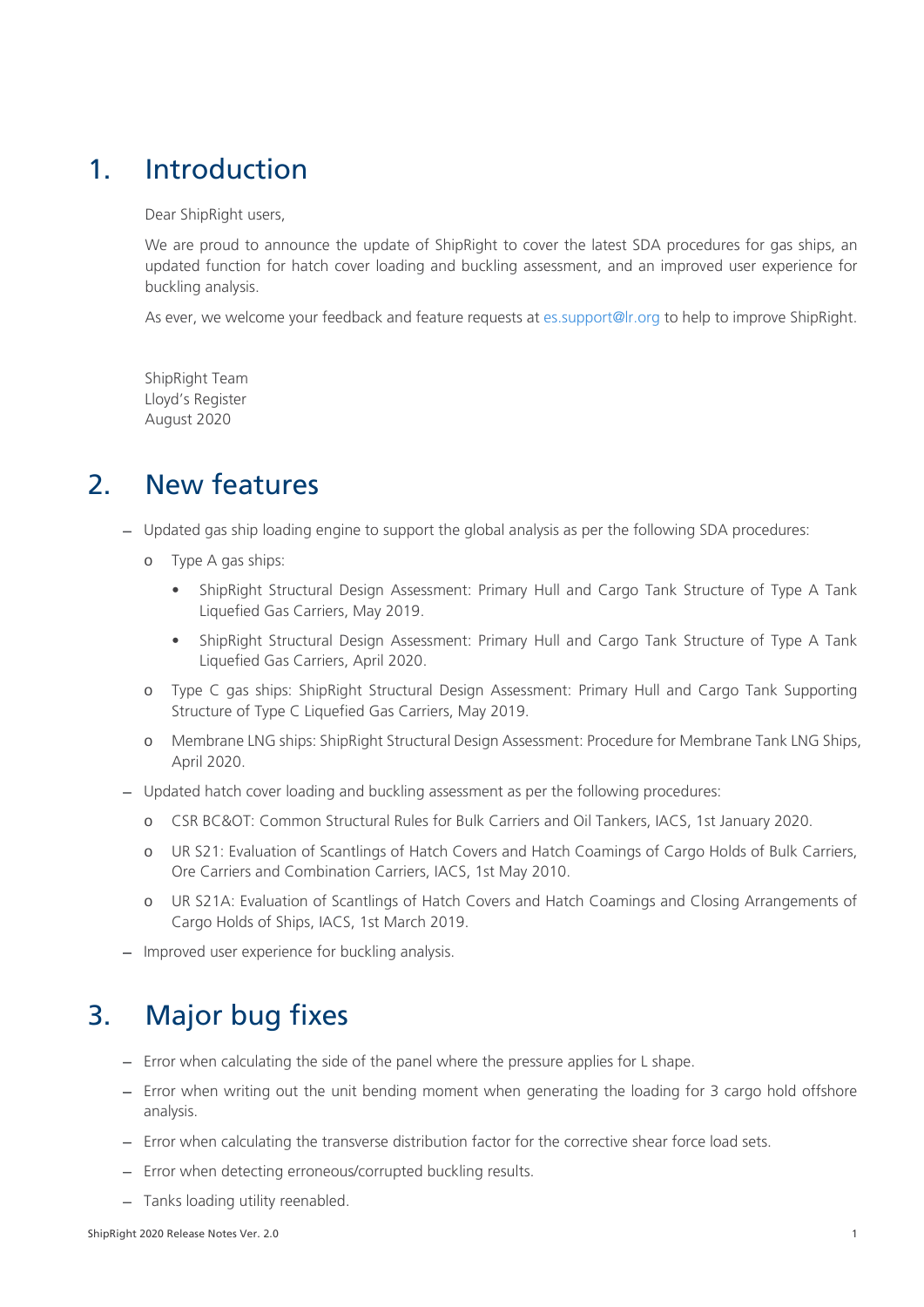# 1. Introduction

Dear ShipRight users,

We are proud to announce the update of ShipRight to cover the latest SDA procedures for gas ships, an updated function for hatch cover loading and buckling assessment, and an improved user experience for buckling analysis.

As ever, we welcome your feedback and feature requests at es.support@lr.org to help to improve ShipRight.

ShipRight Team
Lloyd's Register
August 2020

# 2. New features

- Updated gas ship loading engine to support the global analysis as per the following SDA procedures:
  - Type A gas ships:
    - ShipRight Structural Design Assessment: Primary Hull and Cargo Tank Structure of Type A Tank Liquefied Gas Carriers, May 2019.
    - ShipRight Structural Design Assessment: Primary Hull and Cargo Tank Structure of Type A Tank Liquefied Gas Carriers, April 2020.
  - Type C gas ships: ShipRight Structural Design Assessment: Primary Hull and Cargo Tank Supporting Structure of Type C Liquefied Gas Carriers, May 2019.
  - Membrane LNG ships: ShipRight Structural Design Assessment: Procedure for Membrane Tank LNG Ships, April 2020.
- Updated hatch cover loading and buckling assessment as per the following procedures:
  - CSR BC&OT: Common Structural Rules for Bulk Carriers and Oil Tankers, IACS, 1st January 2020.
  - UR S21: Evaluation of Scantlings of Hatch Covers and Hatch Coamings of Cargo Holds of Bulk Carriers, Ore Carriers and Combination Carriers, IACS, 1st May 2010.
  - UR S21A: Evaluation of Scantlings of Hatch Covers and Hatch Coamings and Closing Arrangements of Cargo Holds of Ships, IACS, 1st March 2019.
- Improved user experience for buckling analysis.

# 3. Major bug fixes

- Error when calculating the side of the panel where the pressure applies for L shape.
- Error when writing out the unit bending moment when generating the loading for 3 cargo hold offshore analysis.
- Error when calculating the transverse distribution factor for the corrective shear force load sets.
- Error when detecting erroneous/corrupted buckling results.
- Tanks loading utility reenabled.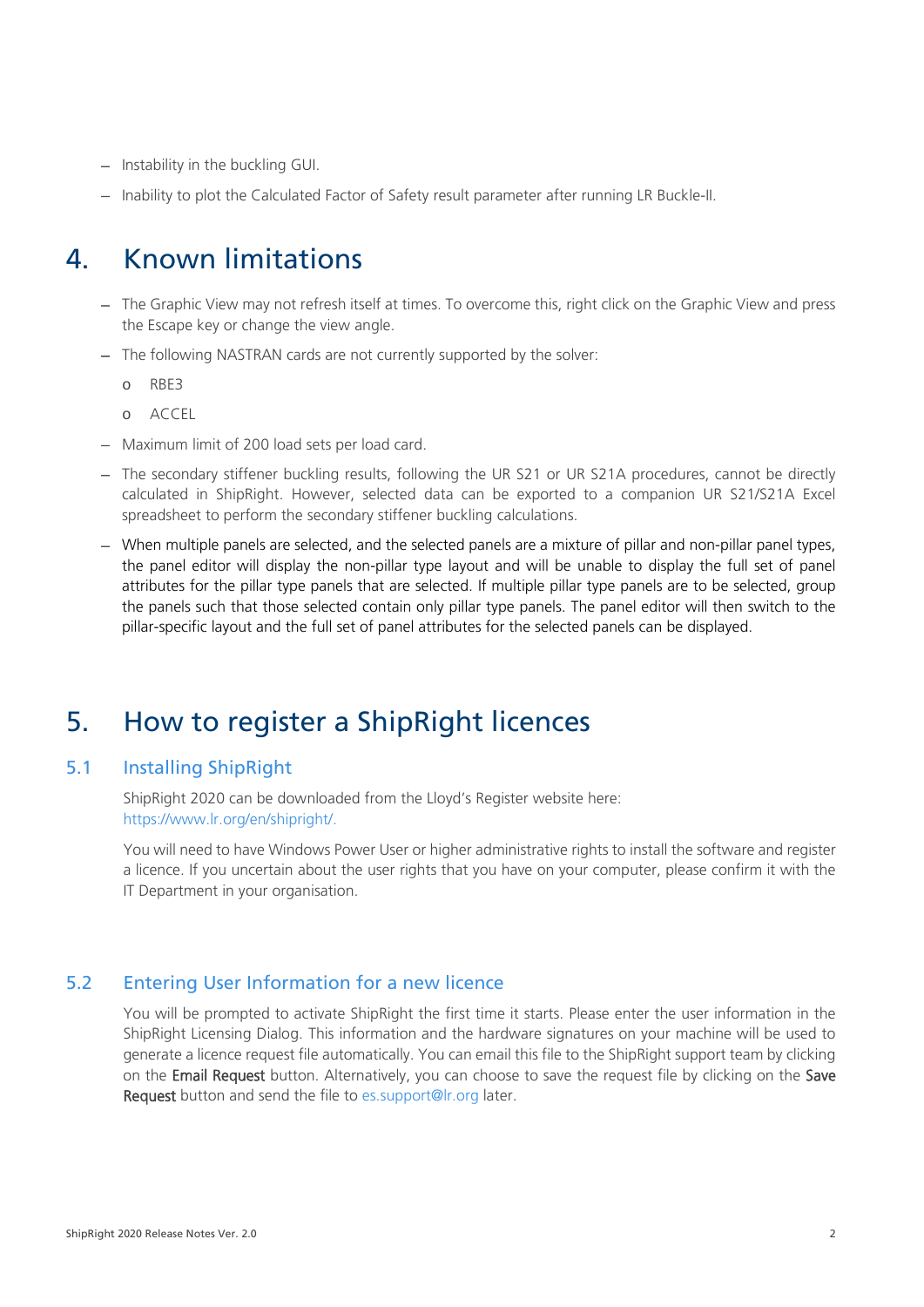- Instability in the buckling GUI.
- Inability to plot the Calculated Factor of Safety result parameter after running LR Buckle-II.

# 4. Known limitations

- The Graphic View may not refresh itself at times. To overcome this, right click on the Graphic View and press the Escape key or change the view angle.
- The following NASTRAN cards are not currently supported by the solver:
  - RBE3
  - ACCEL
- Maximum limit of 200 load sets per load card.
- The secondary stiffener buckling results, following the UR S21 or UR S21A procedures, cannot be directly calculated in ShipRight. However, selected data can be exported to a companion UR S21/S21A Excel spreadsheet to perform the secondary stiffener buckling calculations.
- When multiple panels are selected, and the selected panels are a mixture of pillar and non-pillar panel types, the panel editor will display the non-pillar type layout and will be unable to display the full set of panel attributes for the pillar type panels that are selected. If multiple pillar type panels are to be selected, group the panels such that those selected contain only pillar type panels. The panel editor will then switch to the pillar-specific layout and the full set of panel attributes for the selected panels can be displayed.

# 5. How to register a ShipRight licences

## 5.1 Installing ShipRight

ShipRight 2020 can be downloaded from the Lloyd's Register website here: https://www.lr.org/en/shipright/.

You will need to have Windows Power User or higher administrative rights to install the software and register a licence. If you uncertain about the user rights that you have on your computer, please confirm it with the IT Department in your organisation.

## 5.2 Entering User Information for a new licence

You will be prompted to activate ShipRight the first time it starts. Please enter the user information in the ShipRight Licensing Dialog. This information and the hardware signatures on your machine will be used to generate a licence request file automatically. You can email this file to the ShipRight support team by clicking on the **Email Request** button. Alternatively, you can choose to save the request file by clicking on the **Save Request** button and send the file to es.support@lr.org later.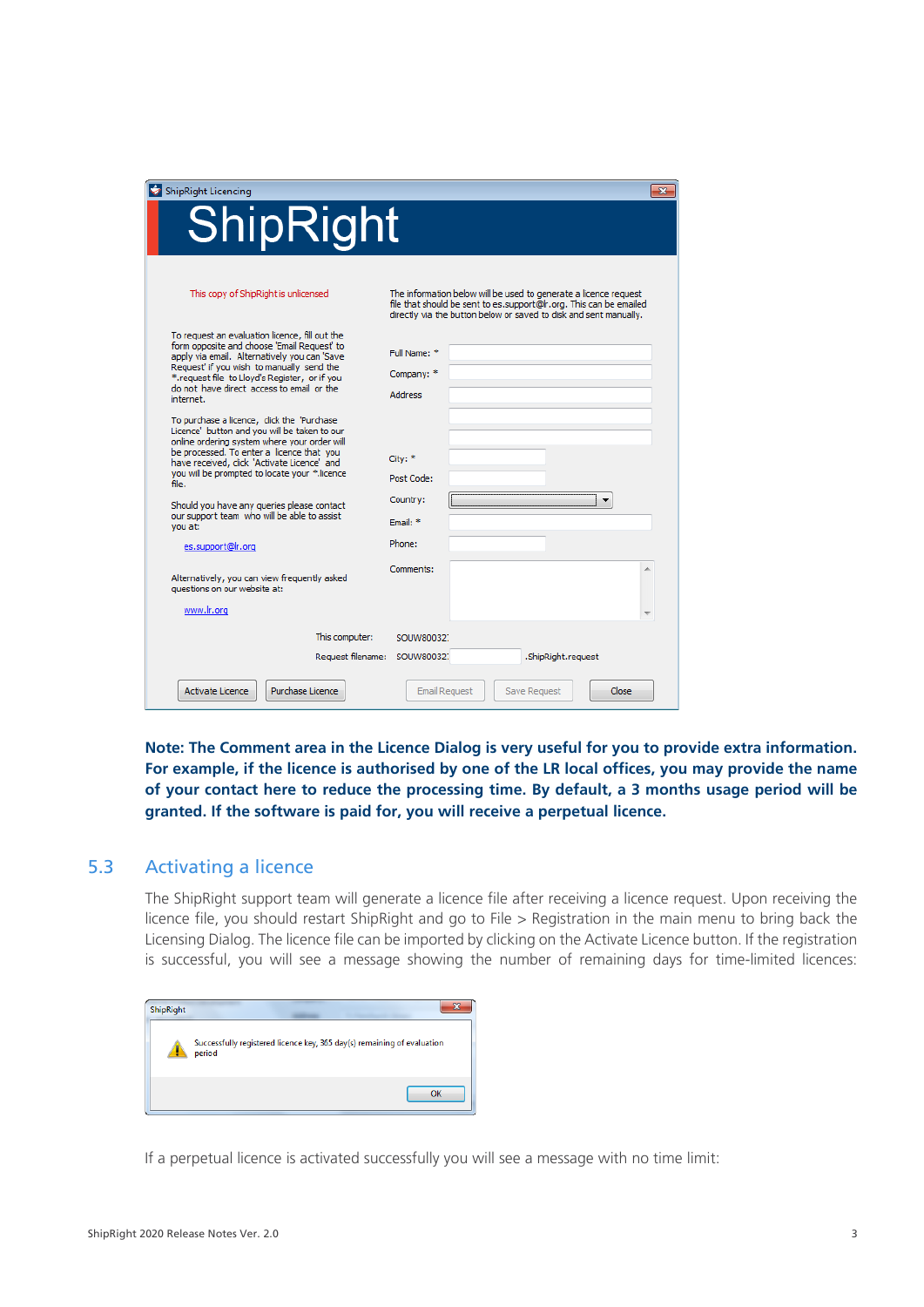**Note: The Comment area in the Licence Dialog is very useful for you to provide extra information. For example, if the licence is authorised by one of the LR local offices, you may provide the name of your contact here to reduce the processing time. By default, a 3 months usage period will be granted. If the software is paid for, you will receive a perpetual licence.**

## 5.3 Activating a licence

The ShipRight support team will generate a licence file after receiving a licence request. Upon receiving the licence file, you should restart ShipRight and go to File > Registration in the main menu to bring back the Licensing Dialog. The licence file can be imported by clicking on the Activate Licence button. If the registration is successful, you will see a message showing the number of remaining days for time-limited licences:

If a perpetual licence is activated successfully you will see a message with no time limit: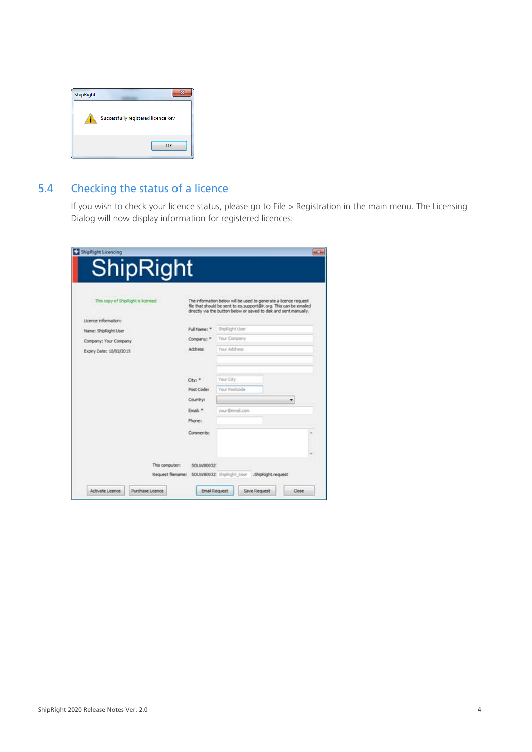## 5.4 Checking the status of a licence

If you wish to check your licence status, please go to File > Registration in the main menu. The Licensing Dialog will now display information for registered licences: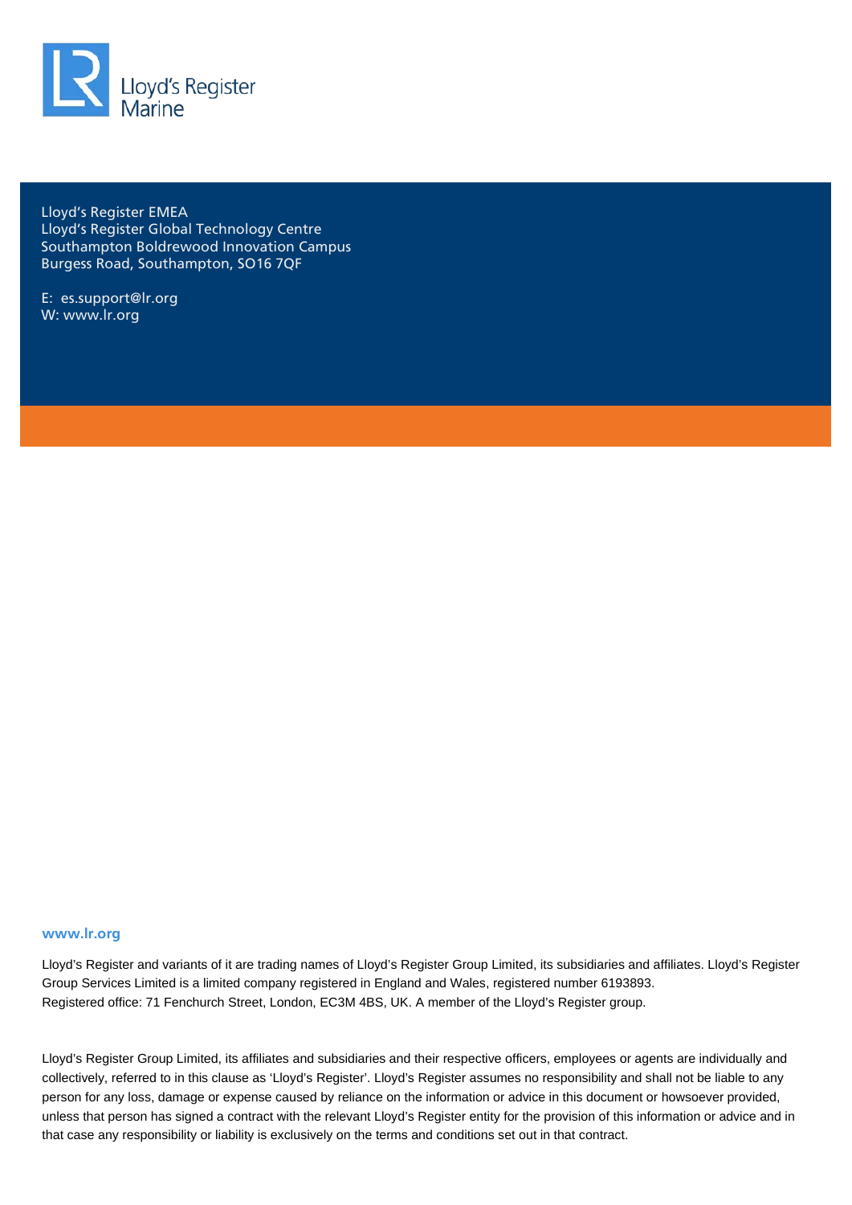Lloyd's Register
Marine

Lloyd's Register EMEA
Lloyd's Register Global Technology Centre
Southampton Boldrewood Innovation Campus
Burgess Road, Southampton, SO16 7QF

E: es.support@lr.org
W: www.lr.org

**www.lr.org**

Lloyd's Register and variants of it are trading names of Lloyd's Register Group Limited, its subsidiaries and affiliates. Lloyd's Register Group Services Limited is a limited company registered in England and Wales, registered number 6193893.
Registered office: 71 Fenchurch Street, London, EC3M 4BS, UK. A member of the Lloyd's Register group.

Lloyd's Register Group Limited, its affiliates and subsidiaries and their respective officers, employees or agents are individually and collectively, referred to in this clause as 'Lloyd's Register'. Lloyd's Register assumes no responsibility and shall not be liable to any person for any loss, damage or expense caused by reliance on the information or advice in this document or howsoever provided, unless that person has signed a contract with the relevant Lloyd's Register entity for the provision of this information or advice and in that case any responsibility or liability is exclusively on the terms and conditions set out in that contract.